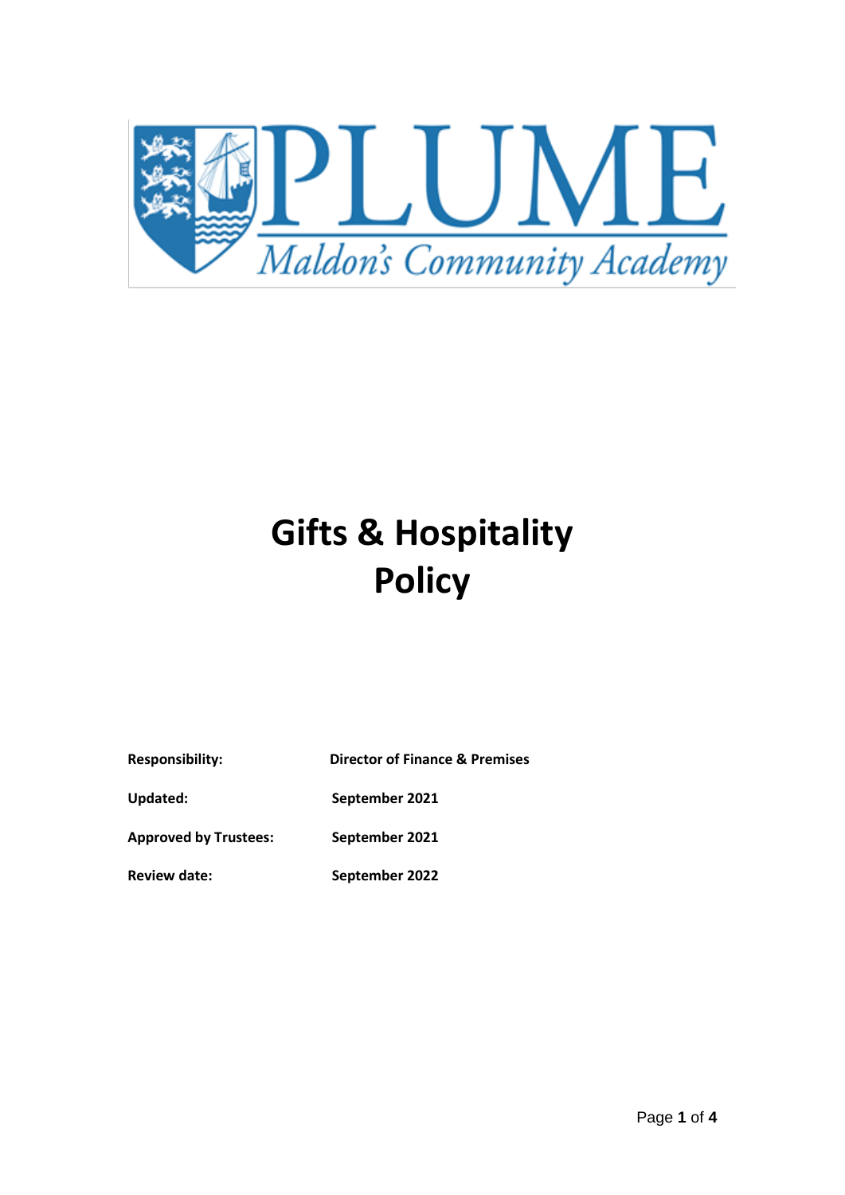PLUME

*Maldon's Community Academy*

# Gifts & Hospitality Policy

| | |
|---|---|
| **Responsibility:** | **Director of Finance & Premises** |
| **Updated:** | **September 2021** |
| **Approved by Trustees:** | **September 2021** |
| **Review date:** | **September 2022** |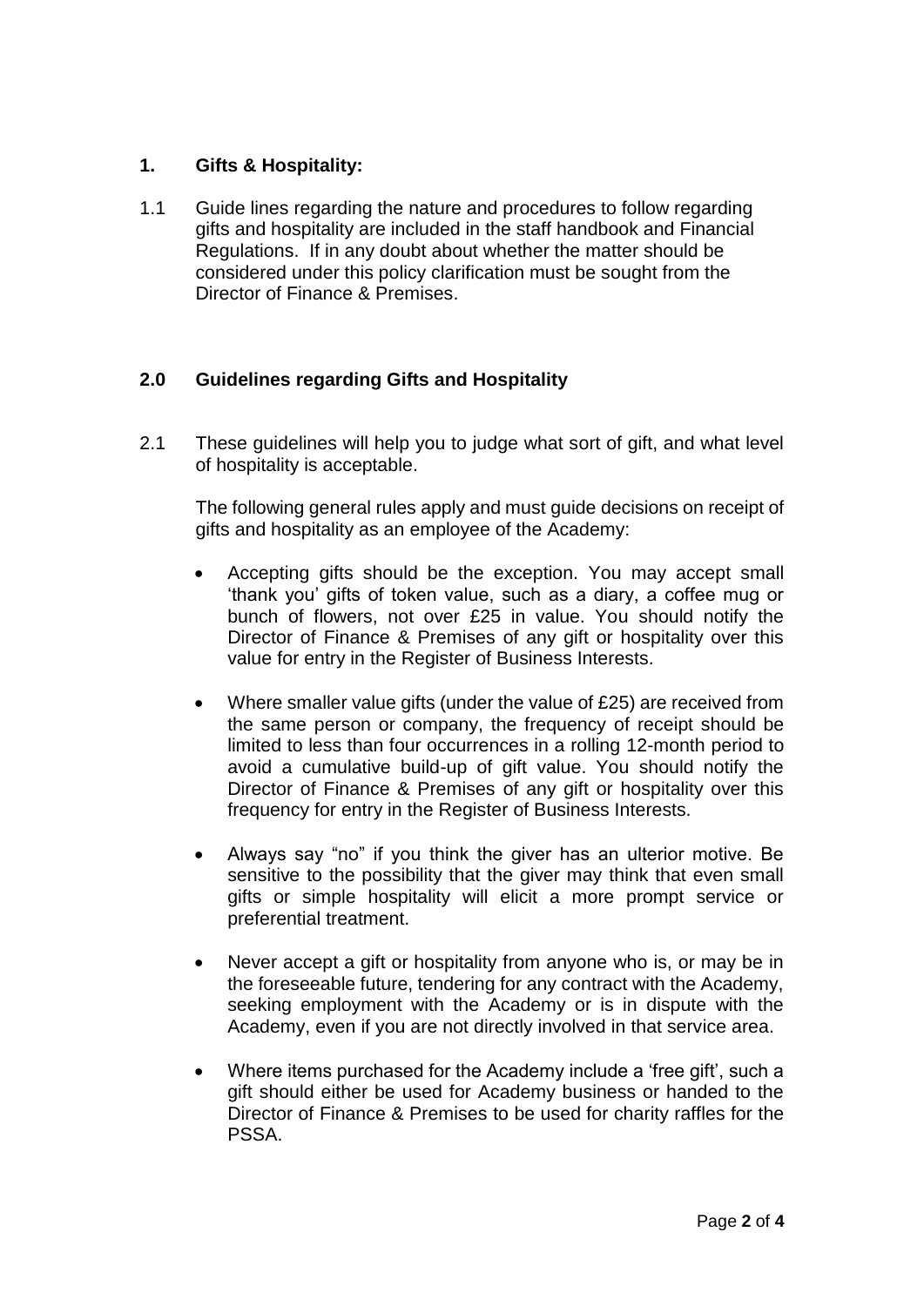## 1. Gifts & Hospitality:

1.1 Guide lines regarding the nature and procedures to follow regarding gifts and hospitality are included in the staff handbook and Financial Regulations. If in any doubt about whether the matter should be considered under this policy clarification must be sought from the Director of Finance & Premises.

## 2.0 Guidelines regarding Gifts and Hospitality

2.1 These guidelines will help you to judge what sort of gift, and what level of hospitality is acceptable.

The following general rules apply and must guide decisions on receipt of gifts and hospitality as an employee of the Academy:

- Accepting gifts should be the exception. You may accept small 'thank you' gifts of token value, such as a diary, a coffee mug or bunch of flowers, not over £25 in value. You should notify the Director of Finance & Premises of any gift or hospitality over this value for entry in the Register of Business Interests.
- Where smaller value gifts (under the value of £25) are received from the same person or company, the frequency of receipt should be limited to less than four occurrences in a rolling 12-month period to avoid a cumulative build-up of gift value. You should notify the Director of Finance & Premises of any gift or hospitality over this frequency for entry in the Register of Business Interests.
- Always say "no" if you think the giver has an ulterior motive. Be sensitive to the possibility that the giver may think that even small gifts or simple hospitality will elicit a more prompt service or preferential treatment.
- Never accept a gift or hospitality from anyone who is, or may be in the foreseeable future, tendering for any contract with the Academy, seeking employment with the Academy or is in dispute with the Academy, even if you are not directly involved in that service area.
- Where items purchased for the Academy include a 'free gift', such a gift should either be used for Academy business or handed to the Director of Finance & Premises to be used for charity raffles for the PSSA.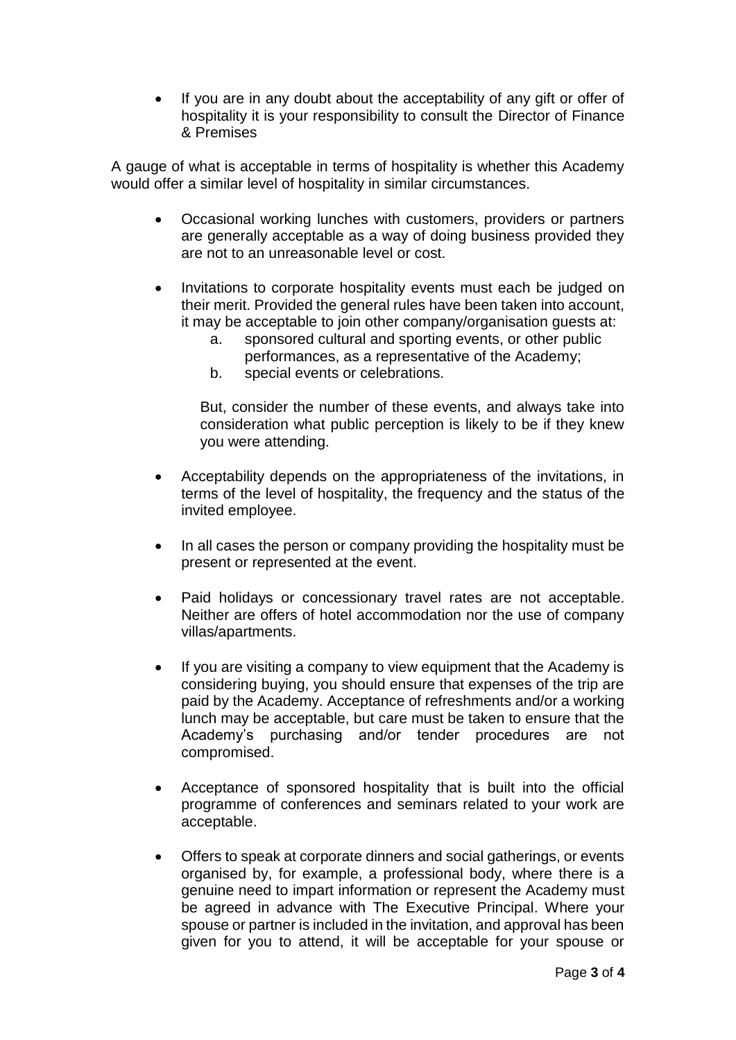- If you are in any doubt about the acceptability of any gift or offer of hospitality it is your responsibility to consult the Director of Finance & Premises

A gauge of what is acceptable in terms of hospitality is whether this Academy would offer a similar level of hospitality in similar circumstances.

- Occasional working lunches with customers, providers or partners are generally acceptable as a way of doing business provided they are not to an unreasonable level or cost.

- Invitations to corporate hospitality events must each be judged on their merit. Provided the general rules have been taken into account, it may be acceptable to join other company/organisation guests at:
  a. sponsored cultural and sporting events, or other public performances, as a representative of the Academy;
  b. special events or celebrations.

  But, consider the number of these events, and always take into consideration what public perception is likely to be if they knew you were attending.

- Acceptability depends on the appropriateness of the invitations, in terms of the level of hospitality, the frequency and the status of the invited employee.

- In all cases the person or company providing the hospitality must be present or represented at the event.

- Paid holidays or concessionary travel rates are not acceptable. Neither are offers of hotel accommodation nor the use of company villas/apartments.

- If you are visiting a company to view equipment that the Academy is considering buying, you should ensure that expenses of the trip are paid by the Academy. Acceptance of refreshments and/or a working lunch may be acceptable, but care must be taken to ensure that the Academy's purchasing and/or tender procedures are not compromised.

- Acceptance of sponsored hospitality that is built into the official programme of conferences and seminars related to your work are acceptable.

- Offers to speak at corporate dinners and social gatherings, or events organised by, for example, a professional body, where there is a genuine need to impart information or represent the Academy must be agreed in advance with The Executive Principal. Where your spouse or partner is included in the invitation, and approval has been given for you to attend, it will be acceptable for your spouse or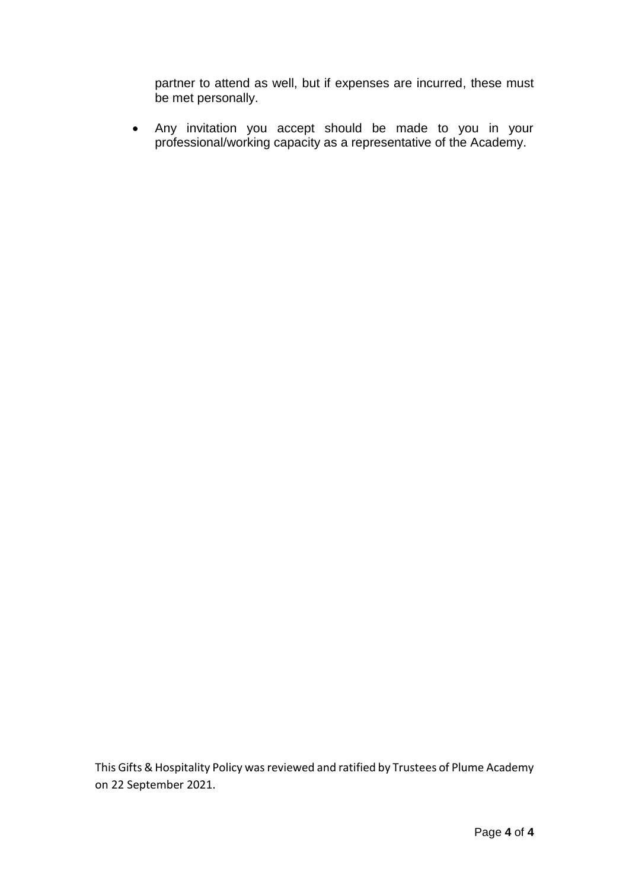partner to attend as well, but if expenses are incurred, these must be met personally.

- Any invitation you accept should be made to you in your professional/working capacity as a representative of the Academy.

This Gifts & Hospitality Policy was reviewed and ratified by Trustees of Plume Academy on 22 September 2021.